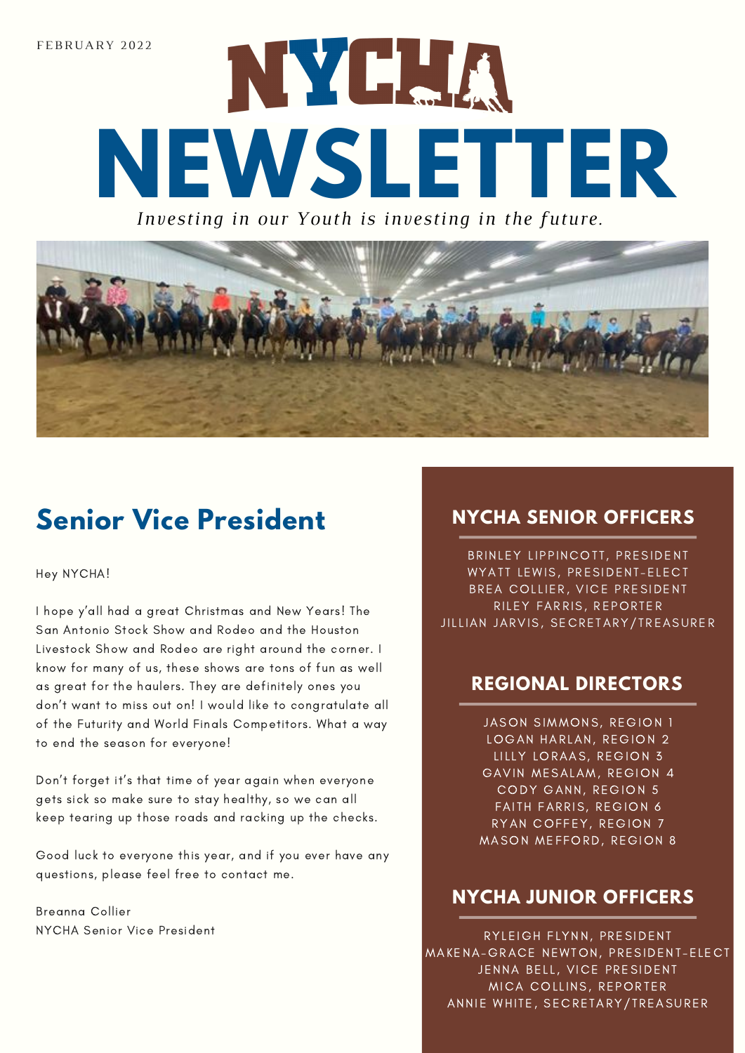FEBRUARY 2022

# NYCHA NEWSLETTER

*Investing in our Youth is investing in the future.*

## Senior Vice President

Hey NYCHA!

I hope y'all had a great Christmas and New Years! The San Antonio Stock Show and Rodeo and the Houston Livestock Show and Rodeo are right around the corner. I know for many of us, these shows are tons of fun as well as great for the haulers. They are definitely ones you don't want to miss out on! I would like to congratulate all of the Futurity and World Finals Competitors. What a way to end the season for everyone!

Don't forget it's that time of year again when everyone gets sick so make sure to stay healthy, so we can all keep tearing up those roads and racking up the checks.

Good luck to everyone this year, and if you ever have any questions, please feel free to contact me.

Breanna Collier
NYCHA Senior Vice President

### NYCHA SENIOR OFFICERS

BRINLEY LIPPINCOTT, PRESIDENT
WYATT LEWIS, PRESIDENT-ELECT
BREA COLLIER, VICE PRESIDENT
RILEY FARRIS, REPORTER
JILLIAN JARVIS, SECRETARY/TREASURER

### REGIONAL DIRECTORS

JASON SIMMONS, REGION 1
LOGAN HARLAN, REGION 2
LILLY LORAAS, REGION 3
GAVIN MESALAM, REGION 4
CODY GANN, REGION 5
FAITH FARRIS, REGION 6
RYAN COFFEY, REGION 7
MASON MEFFORD, REGION 8

### NYCHA JUNIOR OFFICERS

RYLEIGH FLYNN, PRESIDENT
MAKENA-GRACE NEWTON, PRESIDENT-ELECT
JENNA BELL, VICE PRESIDENT
MICA COLLINS, REPORTER
ANNIE WHITE, SECRETARY/TREASURER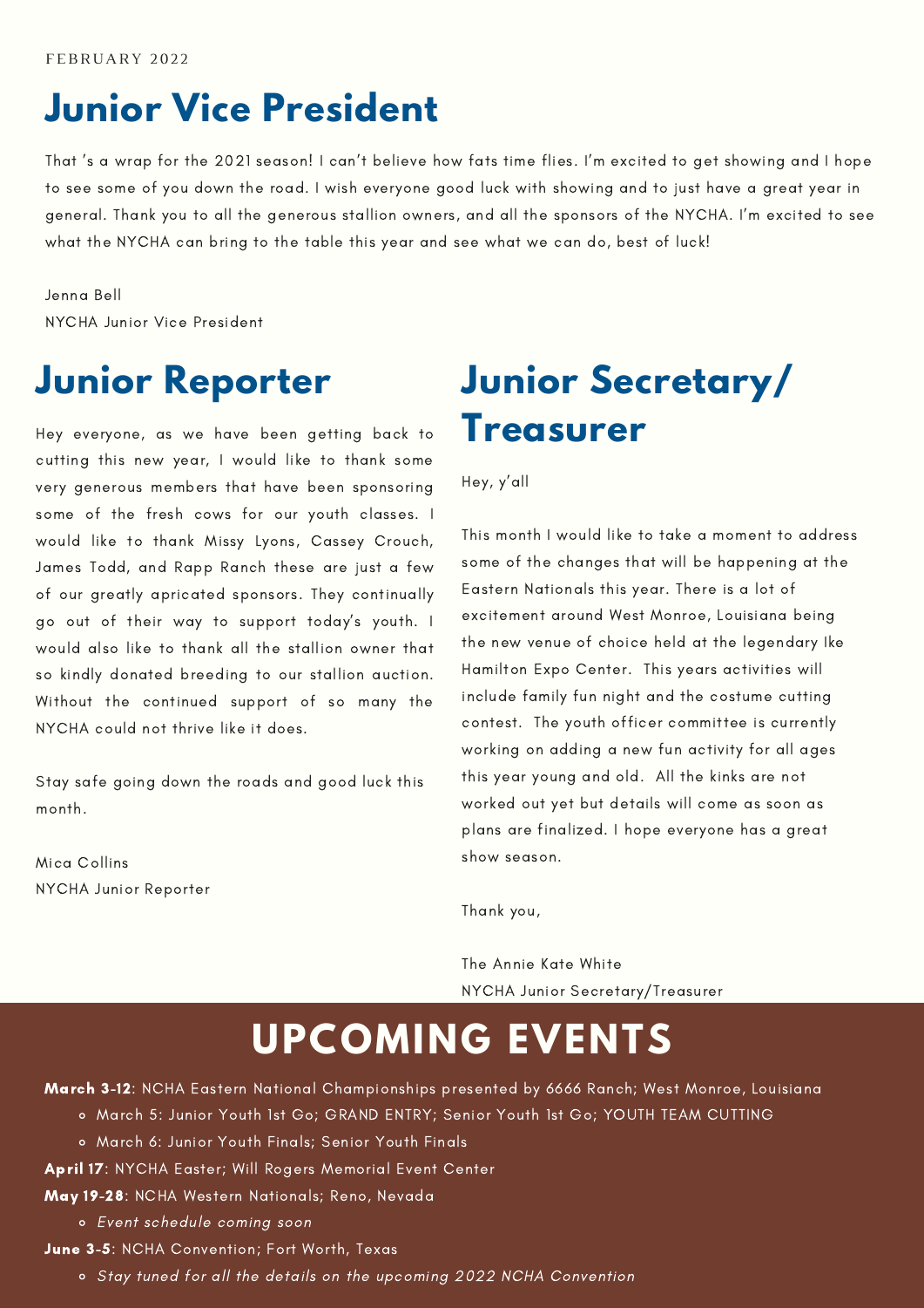FEBRUARY 2022

# Junior Vice President

That 's a wrap for the 2021 season! I can't believe how fats time flies. I'm excited to get showing and I hope to see some of you down the road. I wish everyone good luck with showing and to just have a great year in general. Thank you to all the generous stallion owners, and all the sponsors of the NYCHA. I'm excited to see what the NYCHA can bring to the table this year and see what we can do, best of luck!

Jenna Bell
NYCHA Junior Vice President

# Junior Reporter

Hey everyone, as we have been getting back to cutting this new year, I would like to thank some very generous members that have been sponsoring some of the fresh cows for our youth classes. I would like to thank Missy Lyons, Cassey Crouch, James Todd, and Rapp Ranch these are just a few of our greatly apricated sponsors. They continually go out of their way to support today's youth. I would also like to thank all the stallion owner that so kindly donated breeding to our stallion auction. Without the continued support of so many the NYCHA could not thrive like it does.

Stay safe going down the roads and good luck this month.

Mica Collins
NYCHA Junior Reporter

# Junior Secretary/ Treasurer

Hey, y'all

This month I would like to take a moment to address some of the changes that will be happening at the Eastern Nationals this year. There is a lot of excitement around West Monroe, Louisiana being the new venue of choice held at the legendary Ike Hamilton Expo Center. This years activities will include family fun night and the costume cutting contest. The youth officer committee is currently working on adding a new fun activity for all ages this year young and old. All the kinks are not worked out yet but details will come as soon as plans are finalized. I hope everyone has a great show season.

Thank you,

The Annie Kate White
NYCHA Junior Secretary/Treasurer

# UPCOMING EVENTS

**March 3-12**: NCHA Eastern National Championships presented by 6666 Ranch; West Monroe, Louisiana
- March 5: Junior Youth 1st Go; GRAND ENTRY; Senior Youth 1st Go; YOUTH TEAM CUTTING
- March 6: Junior Youth Finals; Senior Youth Finals

**April 17**: NYCHA Easter; Will Rogers Memorial Event Center

**May 19-28**: NCHA Western Nationals; Reno, Nevada
- *Event schedule coming soon*

**June 3-5**: NCHA Convention; Fort Worth, Texas
- *Stay tuned for all the details on the upcoming 2022 NCHA Convention*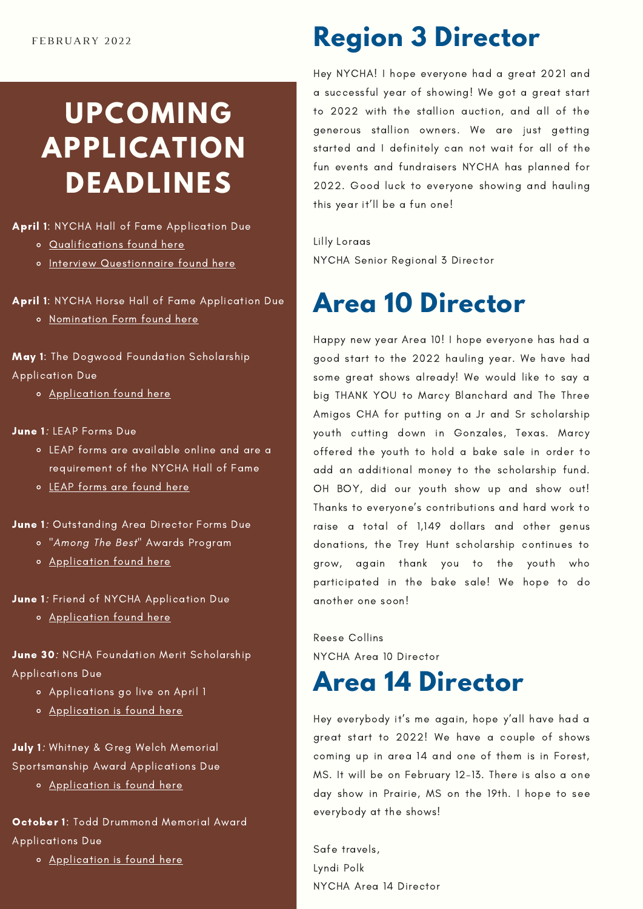FEBRUARY 2022

# UPCOMING APPLICATION DEADLINES

**April 1**: NYCHA Hall of Fame Application Due

- Qualifications found here
- Interview Questionnaire found here

**April 1**: NYCHA Horse Hall of Fame Application Due

- Nomination Form found here

**May 1**: The Dogwood Foundation Scholarship Application Due

- Application found here

**June 1**: LEAP Forms Due

- LEAP forms are available online and are a requirement of the NYCHA Hall of Fame
- LEAP forms are found here

**June 1**: Outstanding Area Director Forms Due

- "*Among The Best*" Awards Program
- Application found here

**June 1**: Friend of NYCHA Application Due

- Application found here

**June 30**: NCHA Foundation Merit Scholarship Applications Due

- Applications go live on April 1
- Application is found here

**July 1**: Whitney & Greg Welch Memorial Sportsmanship Award Applications Due

- Application is found here

**October 1**: Todd Drummond Memorial Award Applications Due

- Application is found here

# Region 3 Director

Hey NYCHA! I hope everyone had a great 2021 and a successful year of showing! We got a great start to 2022 with the stallion auction, and all of the generous stallion owners. We are just getting started and I definitely can not wait for all of the fun events and fundraisers NYCHA has planned for 2022. Good luck to everyone showing and hauling this year it'll be a fun one!

Lilly Loraas
NYCHA Senior Regional 3 Director

# Area 10 Director

Happy new year Area 10! I hope everyone has had a good start to the 2022 hauling year. We have had some great shows already! We would like to say a big THANK YOU to Marcy Blanchard and The Three Amigos CHA for putting on a Jr and Sr scholarship youth cutting down in Gonzales, Texas. Marcy offered the youth to hold a bake sale in order to add an additional money to the scholarship fund. OH BOY, did our youth show up and show out! Thanks to everyone's contributions and hard work to raise a total of 1,149 dollars and other genus donations, the Trey Hunt scholarship continues to grow, again thank you to the youth who participated in the bake sale! We hope to do another one soon!

Reese Collins
NYCHA Area 10 Director

# Area 14 Director

Hey everybody it's me again, hope y'all have had a great start to 2022! We have a couple of shows coming up in area 14 and one of them is in Forest, MS. It will be on February 12-13. There is also a one day show in Prairie, MS on the 19th. I hope to see everybody at the shows!

Safe travels,
Lyndi Polk
NYCHA Area 14 Director